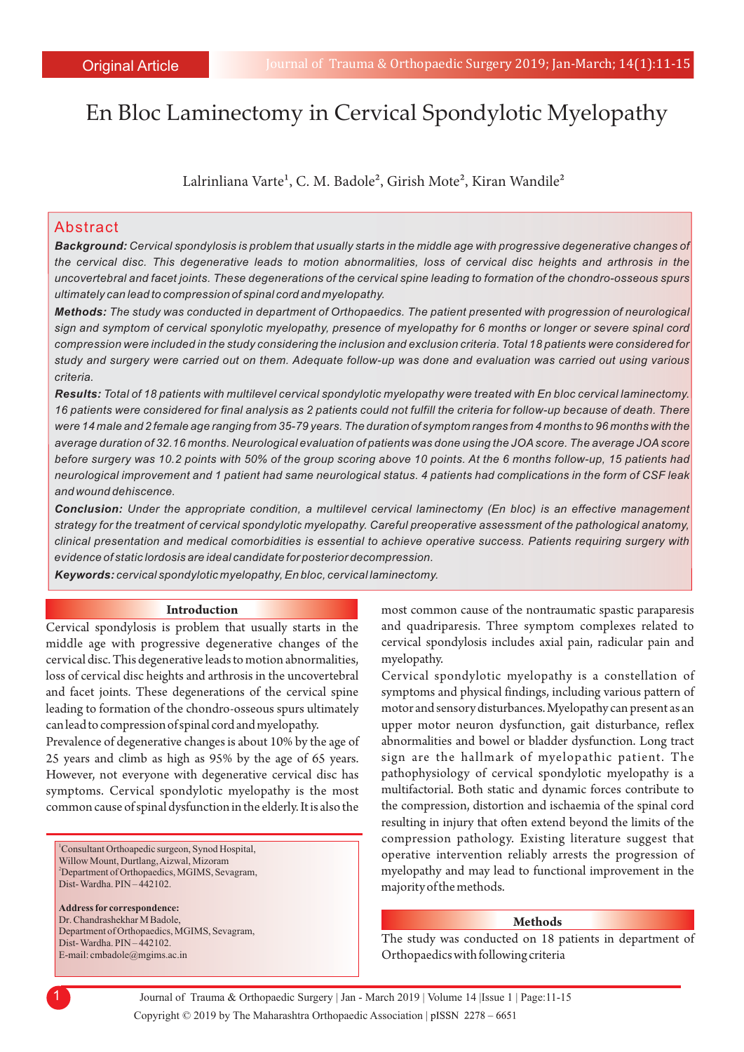Original Article

# En Bloc Laminectomy in Cervical Spondylotic Myelopathy

Lalrinliana Varte[1], C. M. Badole[2], Girish Mote[2], Kiran Wandile[2]

## Abstract

***Background:*** *Cervical spondylosis is problem that usually starts in the middle age with progressive degenerative changes of the cervical disc. This degenerative leads to motion abnormalities, loss of cervical disc heights and arthrosis in the uncovertebral and facet joints. These degenerations of the cervical spine leading to formation of the chondro-osseous spurs ultimately can lead to compression of spinal cord and myelopathy.*

***Methods:*** *The study was conducted in department of Orthopaedics. The patient presented with progression of neurological sign and symptom of cervical sponylotic myelopathy, presence of myelopathy for 6 months or longer or severe spinal cord compression were included in the study considering the inclusion and exclusion criteria. Total 18 patients were considered for study and surgery were carried out on them. Adequate follow-up was done and evaluation was carried out using various criteria.*

***Results:*** *Total of 18 patients with multilevel cervical spondylotic myelopathy were treated with En bloc cervical laminectomy. 16 patients were considered for final analysis as 2 patients could not fulfill the criteria for follow-up because of death. There were 14 male and 2 female age ranging from 35-79 years. The duration of symptom ranges from 4 months to 96 months with the average duration of 32.16 months. Neurological evaluation of patients was done using the JOA score. The average JOA score before surgery was 10.2 points with 50% of the group scoring above 10 points. At the 6 months follow-up, 15 patients had neurological improvement and 1 patient had same neurological status. 4 patients had complications in the form of CSF leak and wound dehiscence.*

***Conclusion:*** *Under the appropriate condition, a multilevel cervical laminectomy (En bloc) is an effective management strategy for the treatment of cervical spondylotic myelopathy. Careful preoperative assessment of the pathological anatomy, clinical presentation and medical comorbidities is essential to achieve operative success. Patients requiring surgery with evidence of static lordosis are ideal candidate for posterior decompression.*

***Keywords:*** *cervical spondylotic myelopathy, En bloc, cervical laminectomy.*

## Introduction

Cervical spondylosis is problem that usually starts in the middle age with progressive degenerative changes of the cervical disc. This degenerative leads to motion abnormalities, loss of cervical disc heights and arthrosis in the uncovertebral and facet joints. These degenerations of the cervical spine leading to formation of the chondro-osseous spurs ultimately can lead to compression of spinal cord and myelopathy.

Prevalence of degenerative changes is about 10% by the age of 25 years and climb as high as 95% by the age of 65 years. However, not everyone with degenerative cervical disc has symptoms. Cervical spondylotic myelopathy is the most common cause of spinal dysfunction in the elderly. It is also the most common cause of the nontraumatic spastic paraparesis and quadriparesis. Three symptom complexes related to cervical spondylosis includes axial pain, radicular pain and myelopathy.

Cervical spondylotic myelopathy is a constellation of symptoms and physical findings, including various pattern of motor and sensory disturbances. Myelopathy can present as an upper motor neuron dysfunction, gait disturbance, reflex abnormalities and bowel or bladder dysfunction. Long tract sign are the hallmark of myelopathic patient. The pathophysiology of cervical spondylotic myelopathy is a multifactorial. Both static and dynamic forces contribute to the compression, distortion and ischaemia of the spinal cord resulting in injury that often extend beyond the limits of the compression pathology. Existing literature suggest that operative intervention reliably arrests the progression of myelopathy and may lead to functional improvement in the majority of the methods.

## Methods

The study was conducted on 18 patients in department of Orthopaedics with following criteria

---

[1]Consultant Orthoapedic surgeon, Synod Hospital, Willow Mount, Durtlang, Aizwal, Mizoram
[2]Department of Orthopaedics, MGIMS, Sevagram, Dist- Wardha. PIN – 442102.

**Address for correspondence:**
Dr. Chandrashekhar M Badole,
Department of Orthopaedics, MGIMS, Sevagram,
Dist- Wardha. PIN – 442102.
E-mail: cmbadole@mgims.ac.in

Copyright © 2019 by The Maharashtra Orthopaedic Association | pISSN 2278 – 6651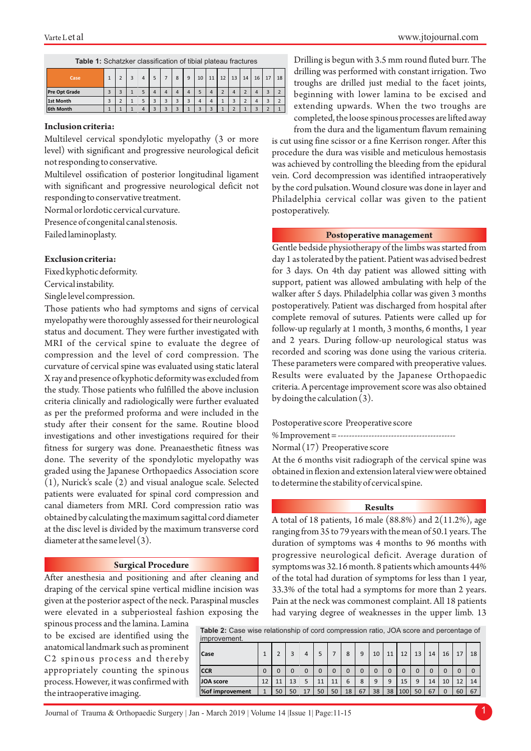**Table 1:** Schatzker classification of tibial plateau fractures

| Case | 1 | 2 | 3 | 4 | 5 | 7 | 8 | 9 | 10 | 11 | 12 | 13 | 14 | 16 | 17 | 18 |
|---|---|---|---|---|---|---|---|---|---|---|---|---|---|---|---|---|
| Pre Opt Grade | 3 | 3 | 1 | 5 | 4 | 4 | 4 | 4 | 5 | 4 | 2 | 4 | 2 | 4 | 3 | 2 |
| 1st Month | 3 | 2 | 1 | 5 | 3 | 3 | 3 | 3 | 4 | 4 | 1 | 3 | 2 | 4 | 3 | 2 |
| 6th Month | 1 | 1 | 1 | 4 | 3 | 3 | 3 | 1 | 3 | 3 | 1 | 2 | 1 | 3 | 2 | 1 |

**Inclusion criteria:**

Multilevel cervical spondylotic myelopathy (3 or more level) with significant and progressive neurological deficit not responding to conservative.

Multilevel ossification of posterior longitudinal ligament with significant and progressive neurological deficit not responding to conservative treatment.

Normal or lordotic cervical curvature.

Presence of congenital canal stenosis.

Failed laminoplasty.

**Exclusion criteria:**

Fixed kyphotic deformity.

Cervical instability.

Single level compression.

Those patients who had symptoms and signs of cervical myelopathy were thoroughly assessed for their neurological status and document. They were further investigated with MRI of the cervical spine to evaluate the degree of compression and the level of cord compression. The curvature of cervical spine was evaluated using static lateral X ray and presence of kyphotic deformity was excluded from the study. Those patients who fulfilled the above inclusion criteria clinically and radiologically were further evaluated as per the preformed proforma and were included in the study after their consent for the same. Routine blood investigations and other investigations required for their fitness for surgery was done. Preanaesthetic fitness was done. The severity of the spondylotic myelopathy was graded using the Japanese Orthopaedics Association score (1), Nurick's scale (2) and visual analogue scale. Selected patients were evaluated for spinal cord compression and canal diameters from MRI. Cord compression ratio was obtained by calculating the maximum sagittal cord diameter at the disc level is divided by the maximum transverse cord diameter at the same level (3).

## Surgical Procedure

After anesthesia and positioning and after cleaning and draping of the cervical spine vertical midline incision was given at the posterior aspect of the neck. Paraspinal muscles were elevated in a subperiosteal fashion exposing the spinous process and the lamina. Lamina to be excised are identified using the anatomical landmark such as prominent C2 spinous process and thereby appropriately counting the spinous process. However, it was confirmed with the intraoperative imaging.

Drilling is begun with 3.5 mm round fluted burr. The drilling was performed with constant irrigation. Two troughs are drilled just medial to the facet joints, beginning with lower lamina to be excised and extending upwards. When the two troughs are completed, the loose spinous processes are lifted away from the dura and the ligamentum flavum remaining is cut using fine scissor or a fine Kerrison ronger. After this procedure the dura was visible and meticulous hemostasis was achieved by controlling the bleeding from the epidural vein. Cord decompression was identified intraoperatively by the cord pulsation. Wound closure was done in layer and Philadelphia cervical collar was given to the patient postoperatively.

## Postoperative management

Gentle bedside physiotherapy of the limbs was started from day 1 as tolerated by the patient. Patient was advised bedrest for 3 days. On 4th day patient was allowed sitting with support, patient was allowed ambulating with help of the walker after 5 days. Philadelphia collar was given 3 months postoperatively. Patient was discharged from hospital after complete removal of sutures. Patients were called up for follow-up regularly at 1 month, 3 months, 6 months, 1 year and 2 years. During follow-up neurological status was recorded and scoring was done using the various criteria. These parameters were compared with preoperative values. Results were evaluated by the Japanese Orthopaedic criteria. A percentage improvement score was also obtained by doing the calculation (3).

$$\% \text{Improvement} = \frac{\text{Postoperative score} \quad \text{Preoperative score}}{\text{Normal (17)} \quad \text{Preoperative score}}$$

At the 6 months visit radiograph of the cervical spine was obtained in flexion and extension lateral view were obtained to determine the stability of cervical spine.

## Results

A total of 18 patients, 16 male (88.8%) and 2(11.2%), age ranging from 35 to 79 years with the mean of 50.1 years. The duration of symptoms was 4 months to 96 months with progressive neurological deficit. Average duration of symptoms was 32.16 month. 8 patients which amounts 44% of the total had duration of symptoms for less than 1 year, 33.3% of the total had a symptoms for more than 2 years. Pain at the neck was commonest complaint. All 18 patients had varying degree of weaknesses in the upper limb. 13

**Table 2:** Case wise relationship of cord compression ratio, JOA score and percentage of improvement.

| Case | 1 | 2 | 3 | 4 | 5 | 7 | 8 | 9 | 10 | 11 | 12 | 13 | 14 | 16 | 17 | 18 |
|---|---|---|---|---|---|---|---|---|---|---|---|---|---|---|---|---|
| CCR | 0 | 0 | 0 | 0 | 0 | 0 | 0 | 0 | 0 | 0 | 0 | 0 | 0 | 0 | 0 | 0 |
| JOA score | 12 | 11 | 13 | 5 | 11 | 11 | 6 | 8 | 9 | 9 | 15 | 9 | 14 | 10 | 12 | 14 |
| %of improvement | 1 | 50 | 50 | 17 | 50 | 50 | 18 | 67 | 38 | 38 | 100 | 50 | 67 | 0 | 60 | 67 |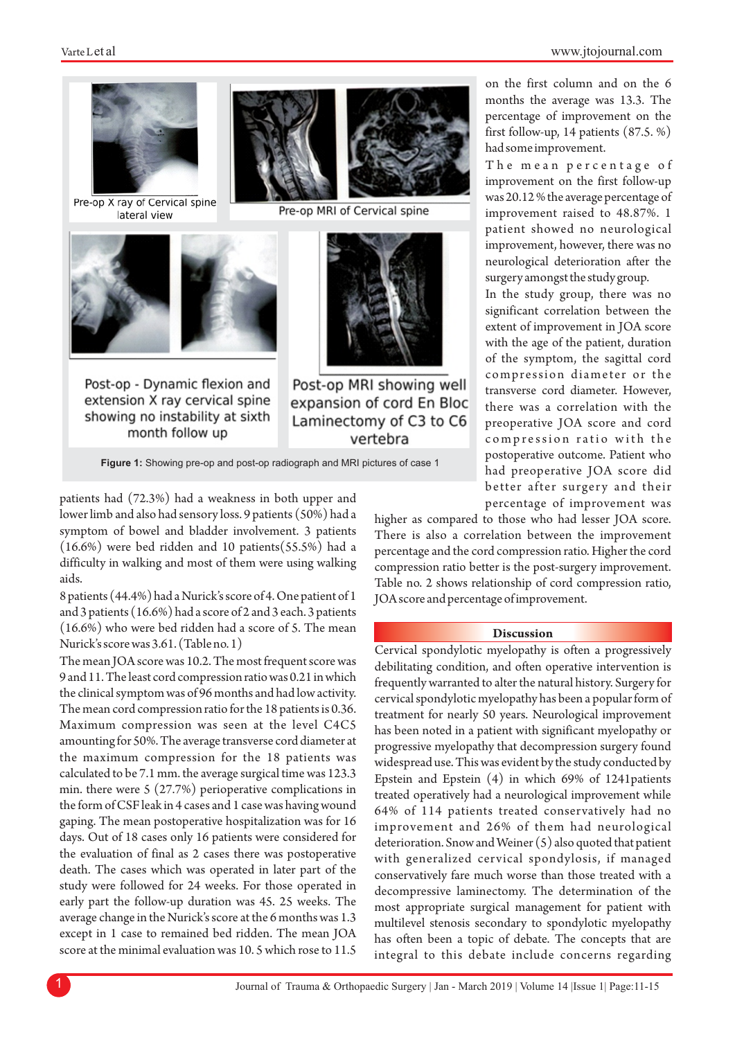Pre-op X ray of Cervical spine lateral view

Pre-op MRI of Cervical spine

Post-op - Dynamic flexion and extension X ray cervical spine showing no instability at sixth month follow up

Post-op MRI showing well expansion of cord En Bloc Laminectomy of C3 to C6 vertebra

**Figure 1:** Showing pre-op and post-op radiograph and MRI pictures of case 1

patients had (72.3%) had a weakness in both upper and lower limb and also had sensory loss. 9 patients (50%) had a symptom of bowel and bladder involvement. 3 patients (16.6%) were bed ridden and 10 patients(55.5%) had a difficulty in walking and most of them were using walking aids.

8 patients (44.4%) had a Nurick's score of 4. One patient of 1 and 3 patients (16.6%) had a score of 2 and 3 each. 3 patients (16.6%) who were bed ridden had a score of 5. The mean Nurick's score was 3.61. (Table no. 1)

The mean JOA score was 10.2. The most frequent score was 9 and 11. The least cord compression ratio was 0.21 in which the clinical symptom was of 96 months and had low activity. The mean cord compression ratio for the 18 patients is 0.36. Maximum compression was seen at the level C4C5 amounting for 50%. The average transverse cord diameter at the maximum compression for the 18 patients was calculated to be 7.1 mm. the average surgical time was 123.3 min. there were 5 (27.7%) perioperative complications in the form of CSF leak in 4 cases and 1 case was having wound gaping. The mean postoperative hospitalization was for 16 days. Out of 18 cases only 16 patients were considered for the evaluation of final as 2 cases there was postoperative death. The cases which was operated in later part of the study were followed for 24 weeks. For those operated in early part the follow-up duration was 45. 25 weeks. The average change in the Nurick's score at the 6 months was 1.3 except in 1 case to remained bed ridden. The mean JOA score at the minimal evaluation was 10. 5 which rose to 11.5 on the first column and on the 6 months the average was 13.3. The percentage of improvement on the first follow-up, 14 patients (87.5. %) had some improvement.

The mean percentage of improvement on the first follow-up was 20.12 % the average percentage of improvement raised to 48.87%. 1 patient showed no neurological improvement, however, there was no neurological deterioration after the surgery amongst the study group.

In the study group, there was no significant correlation between the extent of improvement in JOA score with the age of the patient, duration of the symptom, the sagittal cord compression diameter or the transverse cord diameter. However, there was a correlation with the preoperative JOA score and cord compression ratio with the postoperative outcome. Patient who had preoperative JOA score did better after surgery and their percentage of improvement was higher as compared to those who had lesser JOA score. There is also a correlation between the improvement percentage and the cord compression ratio. Higher the cord compression ratio better is the post-surgery improvement. Table no. 2 shows relationship of cord compression ratio, JOA score and percentage of improvement.

## Discussion

Cervical spondylotic myelopathy is often a progressively debilitating condition, and often operative intervention is frequently warranted to alter the natural history. Surgery for cervical spondylotic myelopathy has been a popular form of treatment for nearly 50 years. Neurological improvement has been noted in a patient with significant myelopathy or progressive myelopathy that decompression surgery found widespread use. This was evident by the study conducted by Epstein and Epstein (4) in which 69% of 1241patients treated operatively had a neurological improvement while 64% of 114 patients treated conservatively had no improvement and 26% of them had neurological deterioration. Snow and Weiner (5) also quoted that patient with generalized cervical spondylosis, if managed conservatively fare much worse than those treated with a decompressive laminectomy. The determination of the most appropriate surgical management for patient with multilevel stenosis secondary to spondylotic myelopathy has often been a topic of debate. The concepts that are integral to this debate include concerns regarding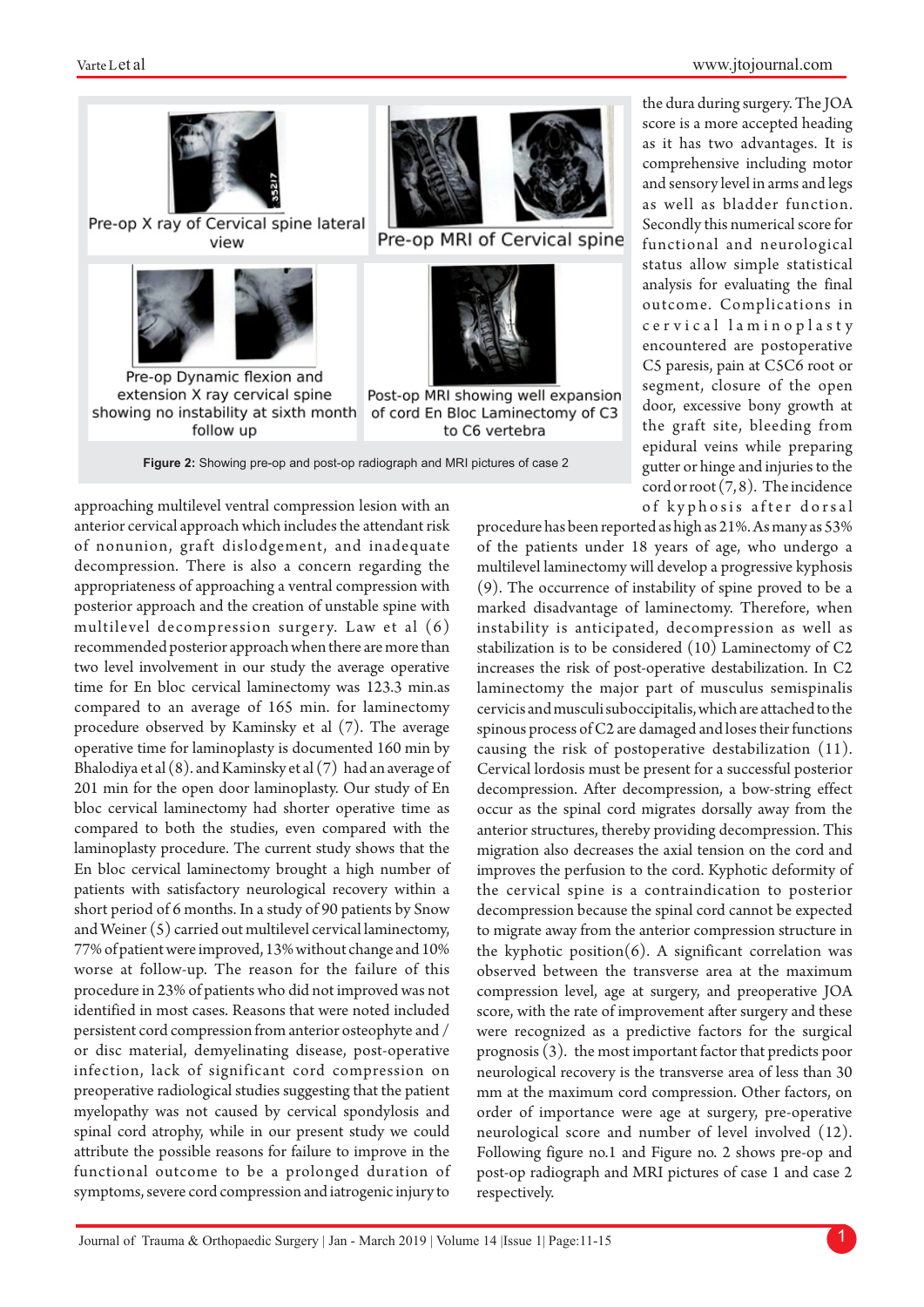Pre-op X ray of Cervical spine lateral view

Pre-op MRI of Cervical spine

Pre-op Dynamic flexion and extension X ray cervical spine showing no instability at sixth month follow up

Post-op MRI showing well expansion of cord En Bloc Laminectomy of C3 to C6 vertebra

**Figure 2:** Showing pre-op and post-op radiograph and MRI pictures of case 2

approaching multilevel ventral compression lesion with an anterior cervical approach which includes the attendant risk of nonunion, graft dislodgement, and inadequate decompression. There is also a concern regarding the appropriateness of approaching a ventral compression with posterior approach and the creation of unstable spine with multilevel decompression surgery. Law et al (6) recommended posterior approach when there are more than two level involvement in our study the average operative time for En bloc cervical laminectomy was 123.3 min.as compared to an average of 165 min. for laminectomy procedure observed by Kaminsky et al (7). The average operative time for laminoplasty is documented 160 min by Bhalodiya et al (8). and Kaminsky et al (7) had an average of 201 min for the open door laminoplasty. Our study of En bloc cervical laminectomy had shorter operative time as compared to both the studies, even compared with the laminoplasty procedure. The current study shows that the En bloc cervical laminectomy brought a high number of patients with satisfactory neurological recovery within a short period of 6 months. In a study of 90 patients by Snow and Weiner (5) carried out multilevel cervical laminectomy, 77% of patient were improved, 13% without change and 10% worse at follow-up. The reason for the failure of this procedure in 23% of patients who did not improved was not identified in most cases. Reasons that were noted included persistent cord compression from anterior osteophyte and / or disc material, demyelinating disease, post-operative infection, lack of significant cord compression on preoperative radiological studies suggesting that the patient myelopathy was not caused by cervical spondylosis and spinal cord atrophy, while in our present study we could attribute the possible reasons for failure to improve in the functional outcome to be a prolonged duration of symptoms, severe cord compression and iatrogenic injury to the dura during surgery. The JOA score is a more accepted heading as it has two advantages. It is comprehensive including motor and sensory level in arms and legs as well as bladder function. Secondly this numerical score for functional and neurological status allow simple statistical analysis for evaluating the final outcome. Complications in cervical laminoplasty encountered are postoperative C5 paresis, pain at C5C6 root or segment, closure of the open door, excessive bony growth at the graft site, bleeding from epidural veins while preparing gutter or hinge and injuries to the cord or root (7, 8). The incidence of kyphosis after dorsal procedure has been reported as high as 21%. As many as 53% of the patients under 18 years of age, who undergo a multilevel laminectomy will develop a progressive kyphosis (9). The occurrence of instability of spine proved to be a marked disadvantage of laminectomy. Therefore, when instability is anticipated, decompression as well as stabilization is to be considered (10) Laminectomy of C2 increases the risk of post-operative destabilization. In C2 laminectomy the major part of musculus semispinalis cervicis and musculi suboccipitalis, which are attached to the spinous process of C2 are damaged and loses their functions causing the risk of postoperative destabilization (11). Cervical lordosis must be present for a successful posterior decompression. After decompression, a bow-string effect occur as the spinal cord migrates dorsally away from the anterior structures, thereby providing decompression. This migration also decreases the axial tension on the cord and improves the perfusion to the cord. Kyphotic deformity of the cervical spine is a contraindication to posterior decompression because the spinal cord cannot be expected to migrate away from the anterior compression structure in the kyphotic position(6). A significant correlation was observed between the transverse area at the maximum compression level, age at surgery, and preoperative JOA score, with the rate of improvement after surgery and these were recognized as a predictive factors for the surgical prognosis (3). the most important factor that predicts poor neurological recovery is the transverse area of less than 30 mm at the maximum cord compression. Other factors, on order of importance were age at surgery, pre-operative neurological score and number of level involved (12). Following figure no.1 and Figure no. 2 shows pre-op and post-op radiograph and MRI pictures of case 1 and case 2 respectively.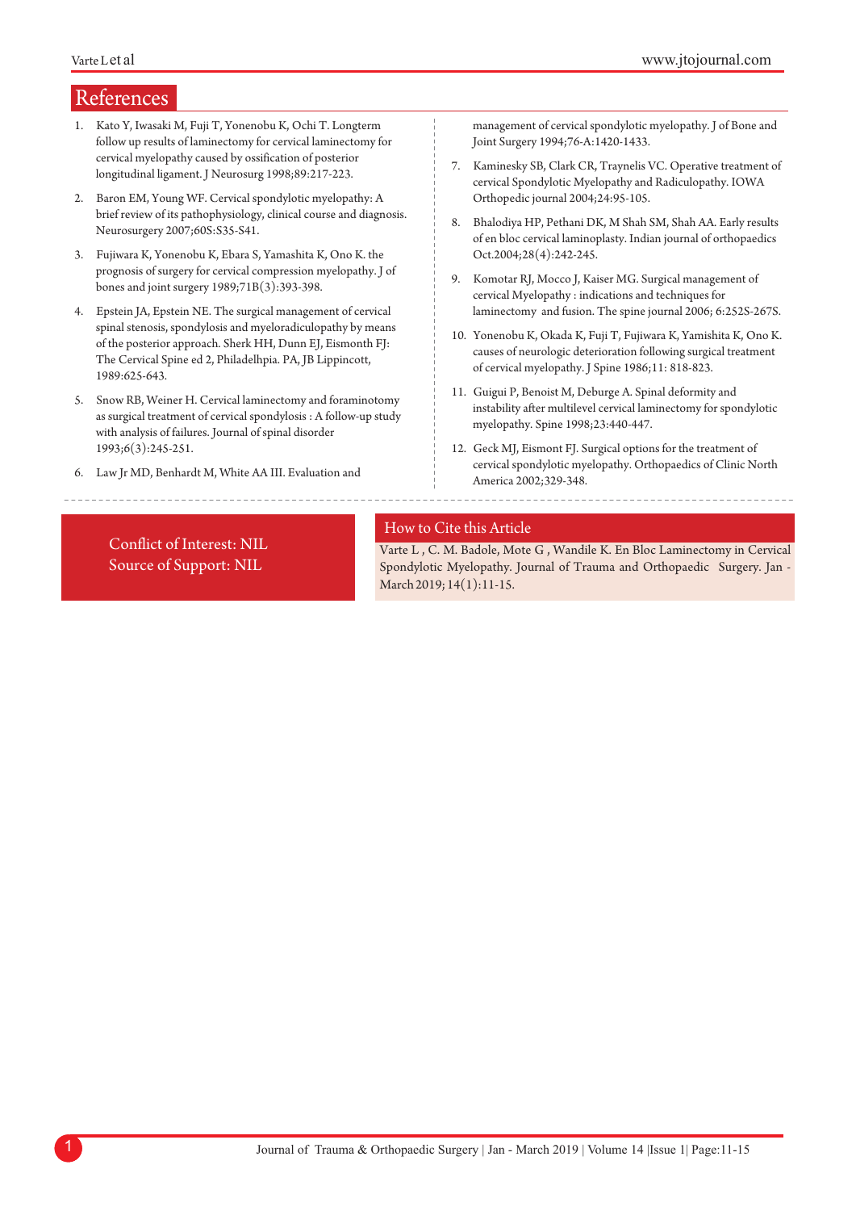## References

1. Kato Y, Iwasaki M, Fuji T, Yonenobu K, Ochi T. Longterm follow up results of laminectomy for cervical laminectomy for cervical myelopathy caused by ossification of posterior longitudinal ligament. J Neurosurg 1998;89:217-223.
2. Baron EM, Young WF. Cervical spondylotic myelopathy: A brief review of its pathophysiology, clinical course and diagnosis. Neurosurgery 2007;60S:S35-S41.
3. Fujiwara K, Yonenobu K, Ebara S, Yamashita K, Ono K. the prognosis of surgery for cervical compression myelopathy. J of bones and joint surgery 1989;71B(3):393-398.
4. Epstein JA, Epstein NE. The surgical management of cervical spinal stenosis, spondylosis and myeloradiculopathy by means of the posterior approach. Sherk HH, Dunn EJ, Eismonth FJ: The Cervical Spine ed 2, Philadelhpia. PA, JB Lippincott, 1989:625-643.
5. Snow RB, Weiner H. Cervical laminectomy and foraminotomy as surgical treatment of cervical spondylosis : A follow-up study with analysis of failures. Journal of spinal disorder 1993;6(3):245-251.
6. Law Jr MD, Benhardt M, White AA III. Evaluation and management of cervical spondylotic myelopathy. J of Bone and Joint Surgery 1994;76-A:1420-1433.
7. Kaminesky SB, Clark CR, Traynelis VC. Operative treatment of cervical Spondylotic Myelopathy and Radiculopathy. IOWA Orthopedic journal 2004;24:95-105.
8. Bhalodiya HP, Pethani DK, M Shah SM, Shah AA. Early results of en bloc cervical laminoplasty. Indian journal of orthopaedics Oct.2004;28(4):242-245.
9. Komotar RJ, Mocco J, Kaiser MG. Surgical management of cervical Myelopathy : indications and techniques for laminectomy and fusion. The spine journal 2006; 6:252S-267S.
10. Yonenobu K, Okada K, Fuji T, Fujiwara K, Yamishita K, Ono K. causes of neurologic deterioration following surgical treatment of cervical myelopathy. J Spine 1986;11: 818-823.
11. Guigui P, Benoist M, Deburge A. Spinal deformity and instability after multilevel cervical laminectomy for spondylotic myelopathy. Spine 1998;23:440-447.
12. Geck MJ, Eismont FJ. Surgical options for the treatment of cervical spondylotic myelopathy. Orthopaedics of Clinic North America 2002;329-348.

Conflict of Interest: NIL
Source of Support: NIL

### How to Cite this Article

Varte L , C. M. Badole, Mote G , Wandile K. En Bloc Laminectomy in Cervical Spondylotic Myelopathy. Journal of Trauma and Orthopaedic Surgery. Jan - March 2019; 14(1):11-15.